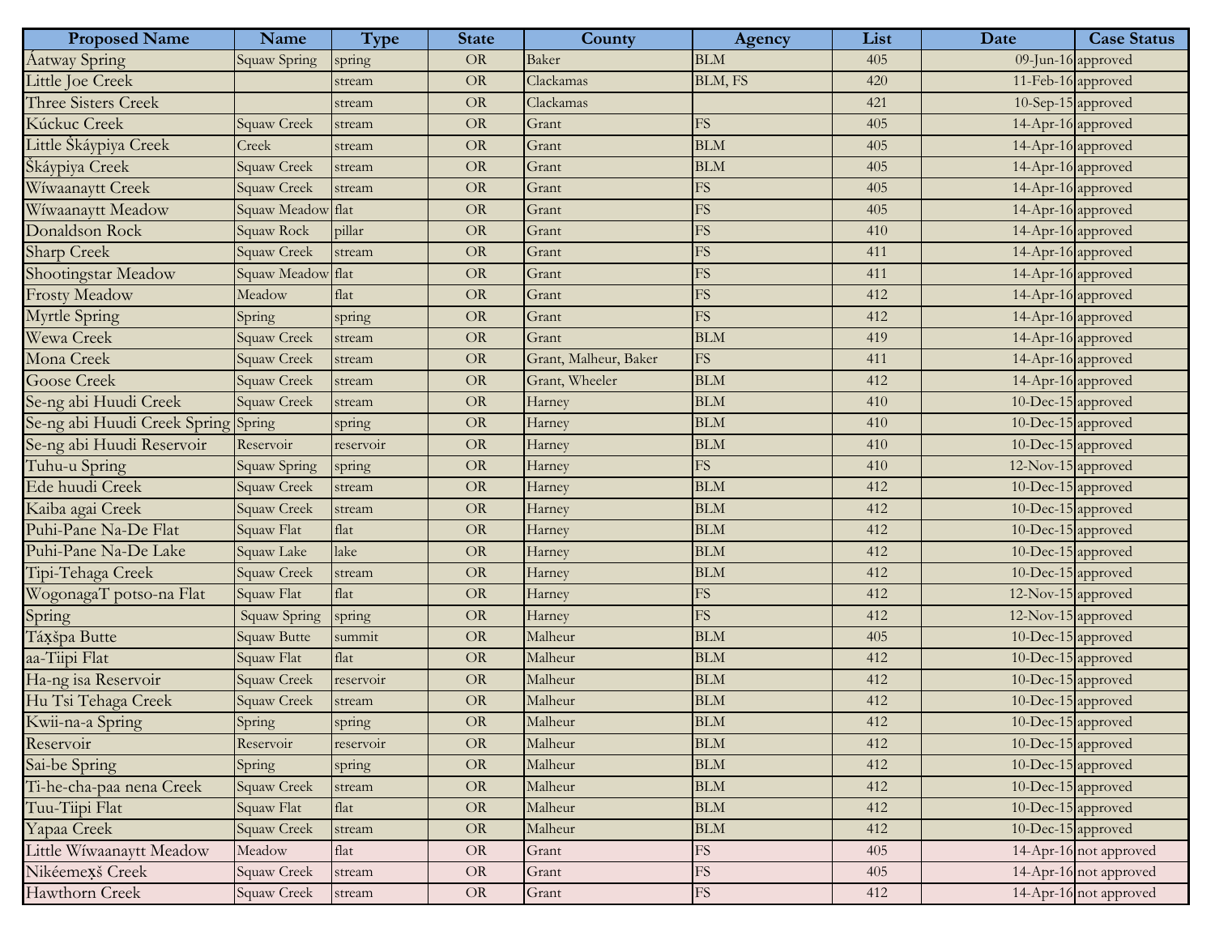| Proposed Name | Name | Type | State | County | Agency | List | Date | Case Status |
|---|---|---|---|---|---|---|---|---|
| Áatway Spring | Squaw Spring | spring | OR | Baker | BLM | 405 | 09-Jun-16 | approved |
| Little Joe Creek | | stream | OR | Clackamas | BLM, FS | 420 | 11-Feb-16 | approved |
| Three Sisters Creek | | stream | OR | Clackamas | | 421 | 10-Sep-15 | approved |
| Kúckuc Creek | Squaw Creek | stream | OR | Grant | FS | 405 | 14-Apr-16 | approved |
| Little Šķáypiya Creek | Creek | stream | OR | Grant | BLM | 405 | 14-Apr-16 | approved |
| Šķáypiya Creek | Squaw Creek | stream | OR | Grant | BLM | 405 | 14-Apr-16 | approved |
| Wíwaanaytt Creek | Squaw Creek | stream | OR | Grant | FS | 405 | 14-Apr-16 | approved |
| Wíwaanaytt Meadow | Squaw Meadow | flat | OR | Grant | FS | 405 | 14-Apr-16 | approved |
| Donaldson Rock | Squaw Rock | pillar | OR | Grant | FS | 410 | 14-Apr-16 | approved |
| Sharp Creek | Squaw Creek | stream | OR | Grant | FS | 411 | 14-Apr-16 | approved |
| Shootingstar Meadow | Squaw Meadow | flat | OR | Grant | FS | 411 | 14-Apr-16 | approved |
| Frosty Meadow | Meadow | flat | OR | Grant | FS | 412 | 14-Apr-16 | approved |
| Myrtle Spring | Spring | spring | OR | Grant | FS | 412 | 14-Apr-16 | approved |
| Wewa Creek | Squaw Creek | stream | OR | Grant | BLM | 419 | 14-Apr-16 | approved |
| Mona Creek | Squaw Creek | stream | OR | Grant, Malheur, Baker | FS | 411 | 14-Apr-16 | approved |
| Goose Creek | Squaw Creek | stream | OR | Grant, Wheeler | BLM | 412 | 14-Apr-16 | approved |
| Se-ng abi Huudi Creek | Squaw Creek | stream | OR | Harney | BLM | 410 | 10-Dec-15 | approved |
| Se-ng abi Huudi Creek Spring | Spring | spring | OR | Harney | BLM | 410 | 10-Dec-15 | approved |
| Se-ng abi Huudi Reservoir | Reservoir | reservoir | OR | Harney | BLM | 410 | 10-Dec-15 | approved |
| Tuhu-u Spring | Squaw Spring | spring | OR | Harney | FS | 410 | 12-Nov-15 | approved |
| Ede huudi Creek | Squaw Creek | stream | OR | Harney | BLM | 412 | 10-Dec-15 | approved |
| Kaiba agai Creek | Squaw Creek | stream | OR | Harney | BLM | 412 | 10-Dec-15 | approved |
| Puhi-Pane Na-De Flat | Squaw Flat | flat | OR | Harney | BLM | 412 | 10-Dec-15 | approved |
| Puhi-Pane Na-De Lake | Squaw Lake | lake | OR | Harney | BLM | 412 | 10-Dec-15 | approved |
| Tipi-Tehaga Creek | Squaw Creek | stream | OR | Harney | BLM | 412 | 10-Dec-15 | approved |
| WogonagaT potso-na Flat | Squaw Flat | flat | OR | Harney | FS | 412 | 12-Nov-15 | approved |
| Spring | Squaw Spring | spring | OR | Harney | FS | 412 | 12-Nov-15 | approved |
| Táx̣špa Butte | Squaw Butte | summit | OR | Malheur | BLM | 405 | 10-Dec-15 | approved |
| aa-Tiipi Flat | Squaw Flat | flat | OR | Malheur | BLM | 412 | 10-Dec-15 | approved |
| Ha-ng isa Reservoir | Squaw Creek | reservoir | OR | Malheur | BLM | 412 | 10-Dec-15 | approved |
| Hu Tsi Tehaga Creek | Squaw Creek | stream | OR | Malheur | BLM | 412 | 10-Dec-15 | approved |
| Kwii-na-a Spring | Spring | spring | OR | Malheur | BLM | 412 | 10-Dec-15 | approved |
| Reservoir | Reservoir | reservoir | OR | Malheur | BLM | 412 | 10-Dec-15 | approved |
| Sai-be Spring | Spring | spring | OR | Malheur | BLM | 412 | 10-Dec-15 | approved |
| Ti-he-cha-paa nena Creek | Squaw Creek | stream | OR | Malheur | BLM | 412 | 10-Dec-15 | approved |
| Tuu-Tiipi Flat | Squaw Flat | flat | OR | Malheur | BLM | 412 | 10-Dec-15 | approved |
| Yapaa Creek | Squaw Creek | stream | OR | Malheur | BLM | 412 | 10-Dec-15 | approved |
| Little Wíwaanaytt Meadow | Meadow | flat | OR | Grant | FS | 405 | 14-Apr-16 | not approved |
| Nikéemex̣š Creek | Squaw Creek | stream | OR | Grant | FS | 405 | 14-Apr-16 | not approved |
| Hawthorn Creek | Squaw Creek | stream | OR | Grant | FS | 412 | 14-Apr-16 | not approved |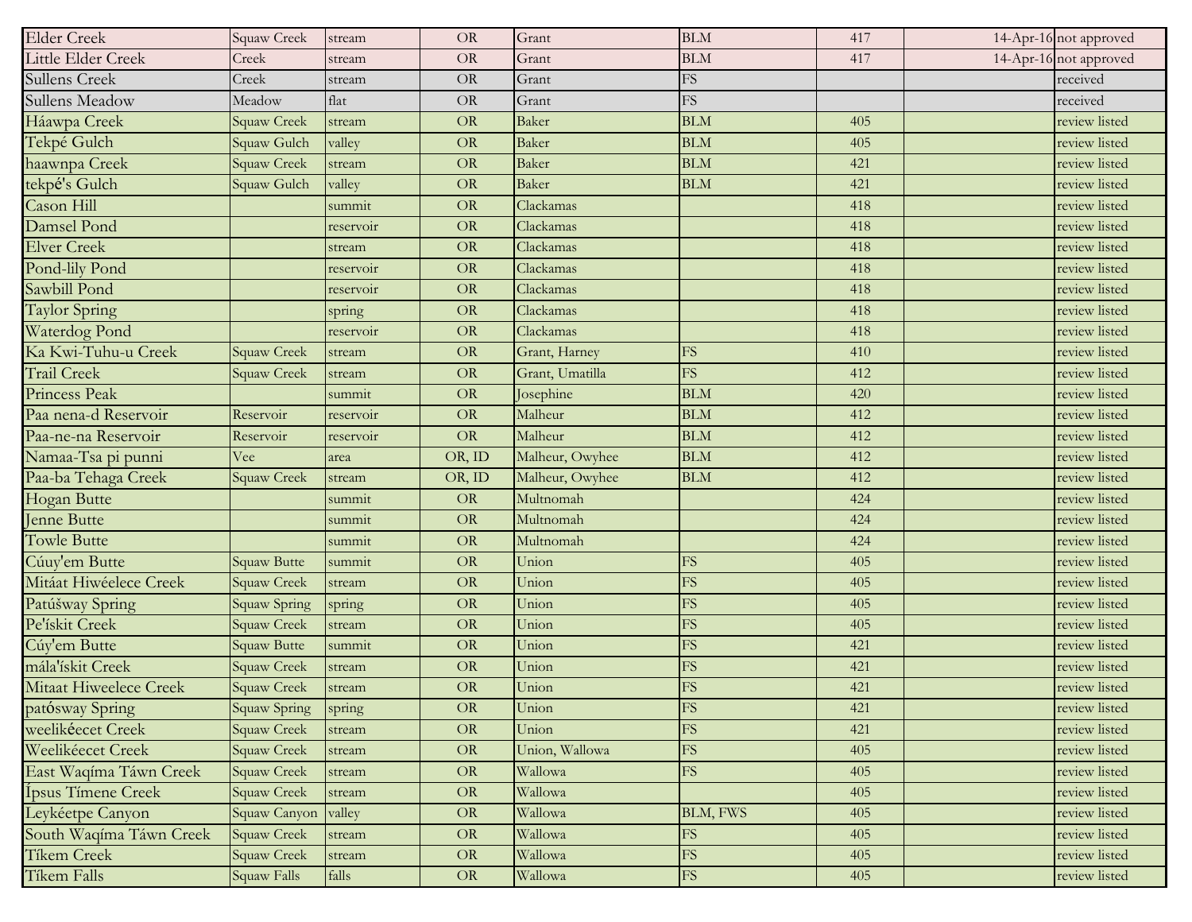| | | | | | | | | |
|---|---|---|---|---|---|---|---|---|
| Elder Creek | Squaw Creek | stream | OR | Grant | BLM | 417 | 14-Apr-16 | not approved |
| Little Elder Creek | Creek | stream | OR | Grant | BLM | 417 | 14-Apr-16 | not approved |
| Sullens Creek | Creek | stream | OR | Grant | FS | | | received |
| Sullens Meadow | Meadow | flat | OR | Grant | FS | | | received |
| Háawpa Creek | Squaw Creek | stream | OR | Baker | BLM | 405 | | review listed |
| Tekpé Gulch | Squaw Gulch | valley | OR | Baker | BLM | 405 | | review listed |
| haawnpa Creek | Squaw Creek | stream | OR | Baker | BLM | 421 | | review listed |
| tekpé's Gulch | Squaw Gulch | valley | OR | Baker | BLM | 421 | | review listed |
| Cason Hill | | summit | OR | Clackamas | | 418 | | review listed |
| Damsel Pond | | reservoir | OR | Clackamas | | 418 | | review listed |
| Elver Creek | | stream | OR | Clackamas | | 418 | | review listed |
| Pond-lily Pond | | reservoir | OR | Clackamas | | 418 | | review listed |
| Sawbill Pond | | reservoir | OR | Clackamas | | 418 | | review listed |
| Taylor Spring | | spring | OR | Clackamas | | 418 | | review listed |
| Waterdog Pond | | reservoir | OR | Clackamas | | 418 | | review listed |
| Ka Kwi-Tuhu-u Creek | Squaw Creek | stream | OR | Grant, Harney | FS | 410 | | review listed |
| Trail Creek | Squaw Creek | stream | OR | Grant, Umatilla | FS | 412 | | review listed |
| Princess Peak | | summit | OR | Josephine | BLM | 420 | | review listed |
| Paa nena-d Reservoir | Reservoir | reservoir | OR | Malheur | BLM | 412 | | review listed |
| Paa-ne-na Reservoir | Reservoir | reservoir | OR | Malheur | BLM | 412 | | review listed |
| Namaa-Tsa pi punni | Vee | area | OR, ID | Malheur, Owyhee | BLM | 412 | | review listed |
| Paa-ba Tehaga Creek | Squaw Creek | stream | OR, ID | Malheur, Owyhee | BLM | 412 | | review listed |
| Hogan Butte | | summit | OR | Multnomah | | 424 | | review listed |
| Jenne Butte | | summit | OR | Multnomah | | 424 | | review listed |
| Towle Butte | | summit | OR | Multnomah | | 424 | | review listed |
| Cúuy'em Butte | Squaw Butte | summit | OR | Union | FS | 405 | | review listed |
| Mitáat Hiwéelece Creek | Squaw Creek | stream | OR | Union | FS | 405 | | review listed |
| Patúšway Spring | Squaw Spring | spring | OR | Union | FS | 405 | | review listed |
| Pe'ískit Creek | Squaw Creek | stream | OR | Union | FS | 405 | | review listed |
| Cúy'em Butte | Squaw Butte | summit | OR | Union | FS | 421 | | review listed |
| mála'ískit Creek | Squaw Creek | stream | OR | Union | FS | 421 | | review listed |
| Mitaat Hiweelece Creek | Squaw Creek | stream | OR | Union | FS | 421 | | review listed |
| patósway Spring | Squaw Spring | spring | OR | Union | FS | 421 | | review listed |
| weelikéecet Creek | Squaw Creek | stream | OR | Union | FS | 421 | | review listed |
| Weelikéecet Creek | Squaw Creek | stream | OR | Union, Wallowa | FS | 405 | | review listed |
| East Waqíma Táwn Creek | Squaw Creek | stream | OR | Wallowa | FS | 405 | | review listed |
| Ípsus Tímene Creek | Squaw Creek | stream | OR | Wallowa | | 405 | | review listed |
| Leykéetpe Canyon | Squaw Canyon | valley | OR | Wallowa | BLM, FWS | 405 | | review listed |
| South Waqíma Táwn Creek | Squaw Creek | stream | OR | Wallowa | FS | 405 | | review listed |
| Tíkem Creek | Squaw Creek | stream | OR | Wallowa | FS | 405 | | review listed |
| Tíkem Falls | Squaw Falls | falls | OR | Wallowa | FS | 405 | | review listed |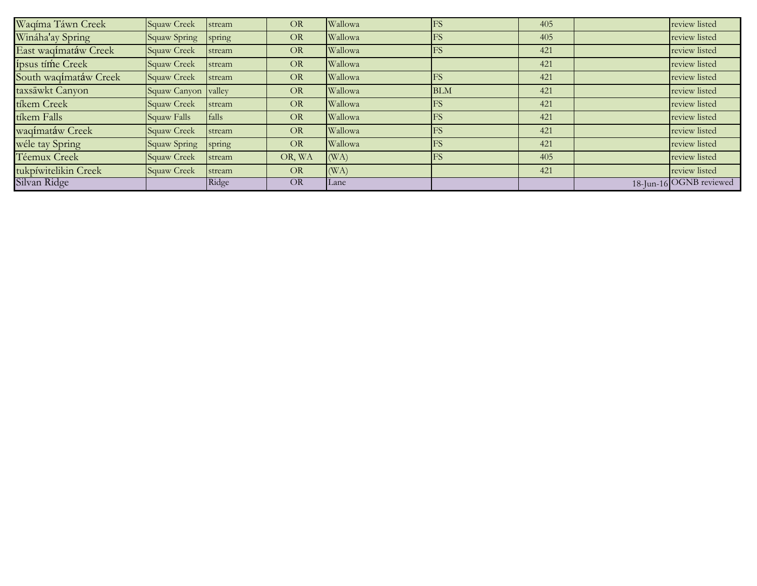| | | | | | | | | |
|---|---|---|---|---|---|---|---|---|
| Waqíma Táwn Creek | Squaw Creek | stream | OR | Wallowa | FS | 405 | | review listed |
| Winàha'ay Spring | Squaw Spring | spring | OR | Wallowa | FS | 405 | | review listed |
| East waqímatáw Creek | Squaw Creek | stream | OR | Wallowa | FS | 421 | | review listed |
| ípsus tíḿe Creek | Squaw Creek | stream | OR | Wallowa | | 421 | | review listed |
| South waqímatáw Creek | Squaw Creek | stream | OR | Wallowa | FS | 421 | | review listed |
| taxsāwkt Canyon | Squaw Canyon | valley | OR | Wallowa | BLM | 421 | | review listed |
| tíkem Creek | Squaw Creek | stream | OR | Wallowa | FS | 421 | | review listed |
| tíkem Falls | Squaw Falls | falls | OR | Wallowa | FS | 421 | | review listed |
| waqímatáw Creek | Squaw Creek | stream | OR | Wallowa | FS | 421 | | review listed |
| wéle tay Spring | Squaw Spring | spring | OR | Wallowa | FS | 421 | | review listed |
| Téemux Creek | Squaw Creek | stream | OR, WA | (WA) | FS | 405 | | review listed |
| tukpíwitelikin Creek | Squaw Creek | stream | OR | (WA) | | 421 | | review listed |
| Silvan Ridge | | Ridge | OR | Lane | | | 18-Jun-16 | OGNB reviewed |